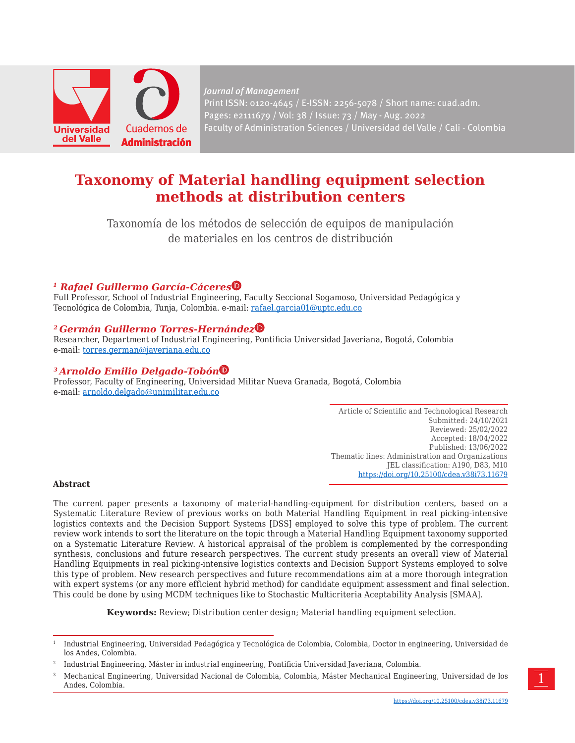# Taxonomy of Material handling equipment selection methods at distribution centers

Taxonomía de los métodos de selección de equipos de manipulación de materiales en los centros de distribución

***[1] Rafael Guillermo García-Cáceres***

Full Professor, School of Industrial Engineering, Faculty Seccional Sogamoso, Universidad Pedagógica y Tecnológica de Colombia, Tunja, Colombia. e-mail: rafael.garcia01@uptc.edu.co

***[2] Germán Guillermo Torres-Hernández***

Researcher, Department of Industrial Engineering, Pontificia Universidad Javeriana, Bogotá, Colombia
e-mail: torres.german@javeriana.edu.co

***[3] Arnoldo Emilio Delgado-Tobón***

Professor, Faculty of Engineering, Universidad Militar Nueva Granada, Bogotá, Colombia
e-mail: arnoldo.delgado@unimilitar.edu.co

Article of Scientific and Technological Research
Submitted: 24/10/2021
Reviewed: 25/02/2022
Accepted: 18/04/2022
Published: 13/06/2022
Thematic lines: Administration and Organizations
JEL classification: A190, D83, M10
https://doi.org/10.25100/cdea.v38i73.11679

**Abstract**

The current paper presents a taxonomy of material-handling-equipment for distribution centers, based on a Systematic Literature Review of previous works on both Material Handling Equipment in real picking-intensive logistics contexts and the Decision Support Systems [DSS] employed to solve this type of problem. The current review work intends to sort the literature on the topic through a Material Handling Equipment taxonomy supported on a Systematic Literature Review. A historical appraisal of the problem is complemented by the corresponding synthesis, conclusions and future research perspectives. The current study presents an overall view of Material Handling Equipments in real picking-intensive logistics contexts and Decision Support Systems employed to solve this type of problem. New research perspectives and future recommendations aim at a more thorough integration with expert systems (or any more efficient hybrid method) for candidate equipment assessment and final selection. This could be done by using MCDM techniques like to Stochastic Multicriteria Aceptability Analysis [SMAA].

**Keywords:** Review; Distribution center design; Material handling equipment selection.

---

[1] Industrial Engineering, Universidad Pedagógica y Tecnológica de Colombia, Colombia, Doctor in engineering, Universidad de los Andes, Colombia.

[2] Industrial Engineering, Máster in industrial engineering, Pontificia Universidad Javeriana, Colombia.

[3] Mechanical Engineering, Universidad Nacional de Colombia, Colombia, Máster Mechanical Engineering, Universidad de los Andes, Colombia.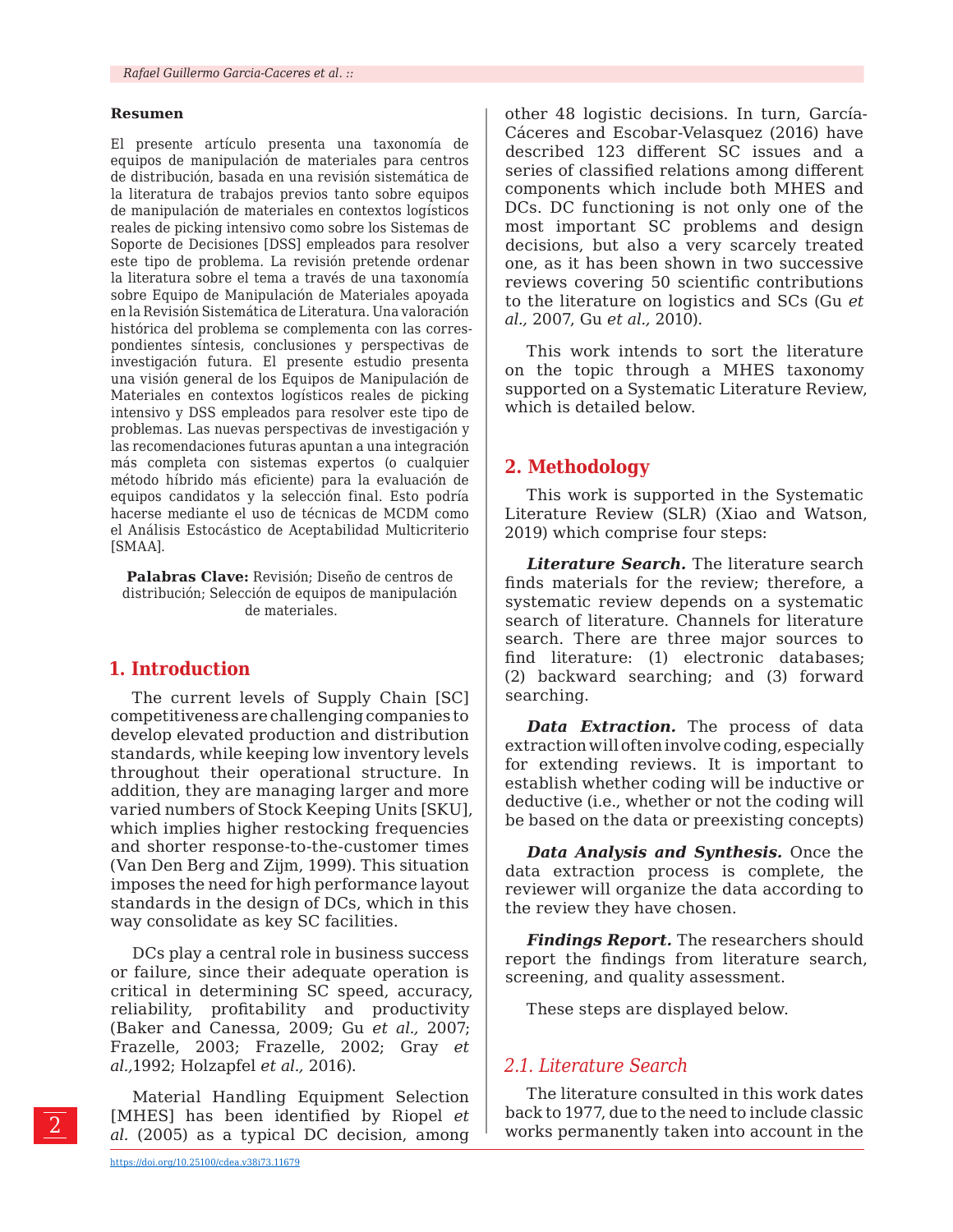**Resumen**

El presente artículo presenta una taxonomía de equipos de manipulación de materiales para centros de distribución, basada en una revisión sistemática de la literatura de trabajos previos tanto sobre equipos de manipulación de materiales en contextos logísticos reales de picking intensivo como sobre los Sistemas de Soporte de Decisiones [DSS] empleados para resolver este tipo de problema. La revisión pretende ordenar la literatura sobre el tema a través de una taxonomía sobre Equipo de Manipulación de Materiales apoyada en la Revisión Sistemática de Literatura. Una valoración histórica del problema se complementa con las correspondientes síntesis, conclusiones y perspectivas de investigación futura. El presente estudio presenta una visión general de los Equipos de Manipulación de Materiales en contextos logísticos reales de picking intensivo y DSS empleados para resolver este tipo de problemas. Las nuevas perspectivas de investigación y las recomendaciones futuras apuntan a una integración más completa con sistemas expertos (o cualquier método híbrido más eficiente) para la evaluación de equipos candidatos y la selección final. Esto podría hacerse mediante el uso de técnicas de MCDM como el Análisis Estocástico de Aceptabilidad Multicriterio [SMAA].

**Palabras Clave:** Revisión; Diseño de centros de distribución; Selección de equipos de manipulación de materiales.

## 1. Introduction

The current levels of Supply Chain [SC] competitiveness are challenging companies to develop elevated production and distribution standards, while keeping low inventory levels throughout their operational structure. In addition, they are managing larger and more varied numbers of Stock Keeping Units [SKU], which implies higher restocking frequencies and shorter response-to-the-customer times (Van Den Berg and Zijm, 1999). This situation imposes the need for high performance layout standards in the design of DCs, which in this way consolidate as key SC facilities.

DCs play a central role in business success or failure, since their adequate operation is critical in determining SC speed, accuracy, reliability, profitability and productivity (Baker and Canessa, 2009; Gu *et al.,* 2007; Frazelle, 2003; Frazelle, 2002; Gray *et al.,*1992; Holzapfel *et al.,* 2016).

Material Handling Equipment Selection [MHES] has been identified by Riopel *et al.* (2005) as a typical DC decision, among other 48 logistic decisions. In turn, García-Cáceres and Escobar-Velasquez (2016) have described 123 different SC issues and a series of classified relations among different components which include both MHES and DCs. DC functioning is not only one of the most important SC problems and design decisions, but also a very scarcely treated one, as it has been shown in two successive reviews covering 50 scientific contributions to the literature on logistics and SCs (Gu *et al.,* 2007, Gu *et al.,* 2010).

This work intends to sort the literature on the topic through a MHES taxonomy supported on a Systematic Literature Review, which is detailed below.

## 2. Methodology

This work is supported in the Systematic Literature Review (SLR) (Xiao and Watson, 2019) which comprise four steps:

***Literature Search.*** The literature search finds materials for the review; therefore, a systematic review depends on a systematic search of literature. Channels for literature search. There are three major sources to find literature: (1) electronic databases; (2) backward searching; and (3) forward searching.

***Data Extraction.*** The process of data extraction will often involve coding, especially for extending reviews. It is important to establish whether coding will be inductive or deductive (i.e., whether or not the coding will be based on the data or preexisting concepts)

***Data Analysis and Synthesis.*** Once the data extraction process is complete, the reviewer will organize the data according to the review they have chosen.

***Findings Report.*** The researchers should report the findings from literature search, screening, and quality assessment.

These steps are displayed below.

### *2.1. Literature Search*

The literature consulted in this work dates back to 1977, due to the need to include classic works permanently taken into account in the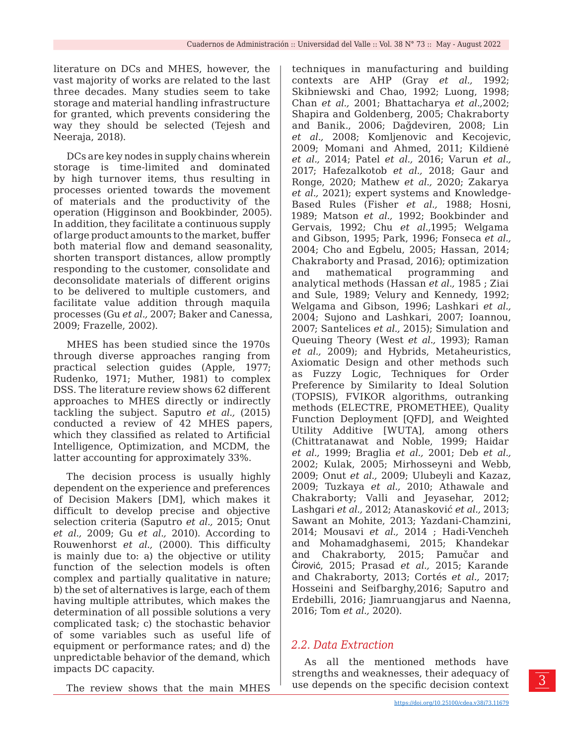literature on DCs and MHES, however, the vast majority of works are related to the last three decades. Many studies seem to take storage and material handling infrastructure for granted, which prevents considering the way they should be selected (Tejesh and Neeraja, 2018).

DCs are key nodes in supply chains wherein storage is time-limited and dominated by high turnover items, thus resulting in processes oriented towards the movement of materials and the productivity of the operation (Higginson and Bookbinder, 2005). In addition, they facilitate a continuous supply of large product amounts to the market, buffer both material flow and demand seasonality, shorten transport distances, allow promptly responding to the customer, consolidate and deconsolidate materials of different origins to be delivered to multiple customers, and facilitate value addition through maquila processes (Gu *et al.,* 2007; Baker and Canessa, 2009; Frazelle, 2002).

MHES has been studied since the 1970s through diverse approaches ranging from practical selection guides (Apple, 1977; Rudenko, 1971; Muther, 1981) to complex DSS. The literature review shows 62 different approaches to MHES directly or indirectly tackling the subject. Saputro *et al.,* (2015) conducted a review of 42 MHES papers, which they classified as related to Artificial Intelligence, Optimization, and MCDM, the latter accounting for approximately 33%.

The decision process is usually highly dependent on the experience and preferences of Decision Makers [DM], which makes it difficult to develop precise and objective selection criteria (Saputro *et al.,* 2015; Onut *et al.,* 2009; Gu *et al.,* 2010). According to Rouwenhorst *et al.,* (2000). This difficulty is mainly due to: a) the objective or utility function of the selection models is often complex and partially qualitative in nature; b) the set of alternatives is large, each of them having multiple attributes, which makes the determination of all possible solutions a very complicated task; c) the stochastic behavior of some variables such as useful life of equipment or performance rates; and d) the unpredictable behavior of the demand, which impacts DC capacity.

The review shows that the main MHES techniques in manufacturing and building contexts are AHP (Gray *et al.,* 1992; Skibniewski and Chao, 1992; Luong, 1998; Chan *et al.,* 2001; Bhattacharya *et al.,*2002; Shapira and Goldenberg, 2005; Chakraborty and Banik., 2006; Dağdeviren, 2008; Lin *et al.,* 2008; Komljenovic and Kecojevic, 2009; Momani and Ahmed, 2011; Kildienė *et al.,* 2014; Patel *et al.,* 2016; Varun *et al.,* 2017; Hafezalkotob *et al.,* 2018; Gaur and Ronge, 2020; Mathew *et al.,* 2020; Zakarya *et al.,* 2021); expert systems and Knowledge-Based Rules (Fisher *et al.,* 1988; Hosni, 1989; Matson *et al.,* 1992; Bookbinder and Gervais, 1992; Chu *et al.,*1995; Welgama and Gibson, 1995; Park, 1996; Fonseca *et al.,* 2004; Cho and Egbelu, 2005; Hassan, 2014; Chakraborty and Prasad, 2016); optimization and mathematical programming and analytical methods (Hassan *et al.,* 1985 ; Ziai and Sule, 1989; Velury and Kennedy, 1992; Welgama and Gibson, 1996; Lashkari *et al.,* 2004; Sujono and Lashkari, 2007; Ioannou, 2007; Santelices *et al.,* 2015); Simulation and Queuing Theory (West *et al.,* 1993); Raman *et al.,* 2009); and Hybrids, Metaheuristics, Axiomatic Design and other methods such as Fuzzy Logic, Techniques for Order Preference by Similarity to Ideal Solution (TOPSIS), FVIKOR algorithms, outranking methods (ELECTRE, PROMETHEE), Quality Function Deployment [QFD], and Weighted Utility Additive [WUTA], among others (Chittratanawat and Noble, 1999; Haidar *et al.,* 1999; Braglia *et al.,* 2001; Deb *et al.,* 2002; Kulak, 2005; Mirhosseyni and Webb, 2009; Onut *et al.,* 2009; Ulubeyli and Kazaz, 2009; Tuzkaya *et al.,* 2010; Athawale and Chakraborty; Valli and Jeyasehar, 2012; Lashgari *et al.,* 2012; Atanasković *et al.,* 2013; Sawant an Mohite, 2013; Yazdani-Chamzini, 2014; Mousavi *et al.,* 2014 ; Hadi-Vencheh and Mohamadghasemi, 2015; Khandekar and Chakraborty, 2015; Pamučar and Ćirović, 2015; Prasad *et al.,* 2015; Karande and Chakraborty, 2013; Cortés *et al.,* 2017; Hosseini and Seifbarghy,2016; Saputro and Erdebilli, 2016; Jiamruangjarus and Naenna, 2016; Tom *et al.,* 2020).

### *2.2. Data Extraction*

As all the mentioned methods have strengths and weaknesses, their adequacy of use depends on the specific decision context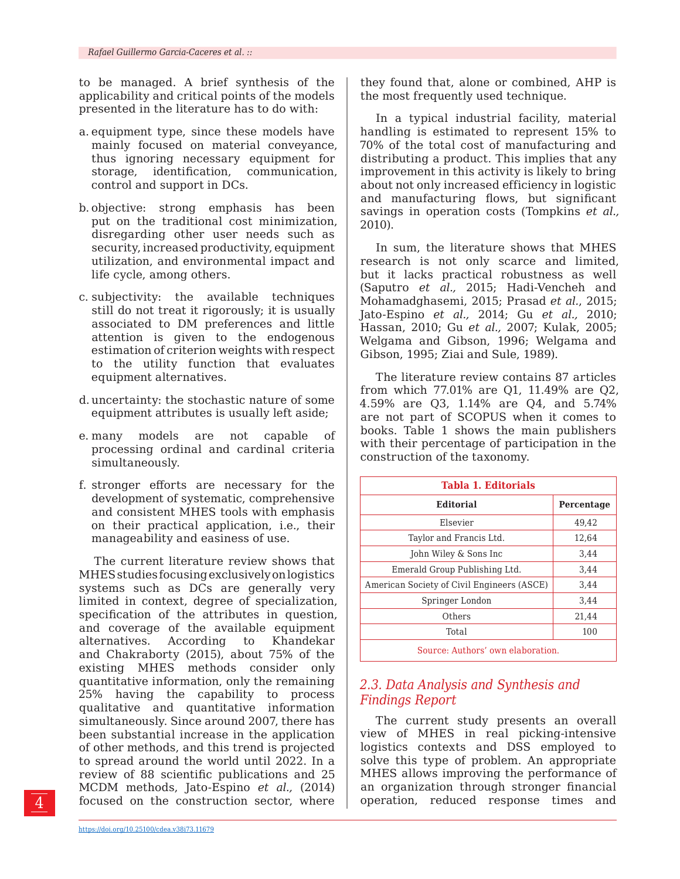to be managed. A brief synthesis of the applicability and critical points of the models presented in the literature has to do with:

a. equipment type, since these models have mainly focused on material conveyance, thus ignoring necessary equipment for storage, identification, communication, control and support in DCs.

b. objective: strong emphasis has been put on the traditional cost minimization, disregarding other user needs such as security, increased productivity, equipment utilization, and environmental impact and life cycle, among others.

c. subjectivity: the available techniques still do not treat it rigorously; it is usually associated to DM preferences and little attention is given to the endogenous estimation of criterion weights with respect to the utility function that evaluates equipment alternatives.

d. uncertainty: the stochastic nature of some equipment attributes is usually left aside;

e. many models are not capable of processing ordinal and cardinal criteria simultaneously.

f. stronger efforts are necessary for the development of systematic, comprehensive and consistent MHES tools with emphasis on their practical application, i.e., their manageability and easiness of use.

The current literature review shows that MHES studies focusing exclusively on logistics systems such as DCs are generally very limited in context, degree of specialization, specification of the attributes in question, and coverage of the available equipment alternatives. According to Khandekar and Chakraborty (2015), about 75% of the existing MHES methods consider only quantitative information, only the remaining 25% having the capability to process qualitative and quantitative information simultaneously. Since around 2007, there has been substantial increase in the application of other methods, and this trend is projected to spread around the world until 2022. In a review of 88 scientific publications and 25 MCDM methods, Jato-Espino *et al.,* (2014) focused on the construction sector, where they found that, alone or combined, AHP is the most frequently used technique.

In a typical industrial facility, material handling is estimated to represent 15% to 70% of the total cost of manufacturing and distributing a product. This implies that any improvement in this activity is likely to bring about not only increased efficiency in logistic and manufacturing flows, but significant savings in operation costs (Tompkins *et al.,* 2010).

In sum, the literature shows that MHES research is not only scarce and limited, but it lacks practical robustness as well (Saputro *et al.,* 2015; Hadi-Vencheh and Mohamadghasemi, 2015; Prasad *et al.*, 2015; Jato-Espino *et al.,* 2014; Gu *et al.,* 2010; Hassan, 2010; Gu *et al.,* 2007; Kulak, 2005; Welgama and Gibson, 1996; Welgama and Gibson, 1995; Ziai and Sule, 1989).

The literature review contains 87 articles from which 77.01% are Q1, 11.49% are Q2, 4.59% are Q3, 1.14% are Q4, and 5.74% are not part of SCOPUS when it comes to books. Table 1 shows the main publishers with their percentage of participation in the construction of the taxonomy.

**Tabla 1. Editorials**

| Editorial | Percentage |
|---|---|
| Elsevier | 49,42 |
| Taylor and Francis Ltd. | 12,64 |
| John Wiley & Sons Inc | 3,44 |
| Emerald Group Publishing Ltd. | 3,44 |
| American Society of Civil Engineers (ASCE) | 3,44 |
| Springer London | 3,44 |
| Others | 21,44 |
| Total | 100 |

Source: Authors' own elaboration.

### *2.3. Data Analysis and Synthesis and Findings Report*

The current study presents an overall view of MHES in real picking-intensive logistics contexts and DSS employed to solve this type of problem. An appropriate MHES allows improving the performance of an organization through stronger financial operation, reduced response times and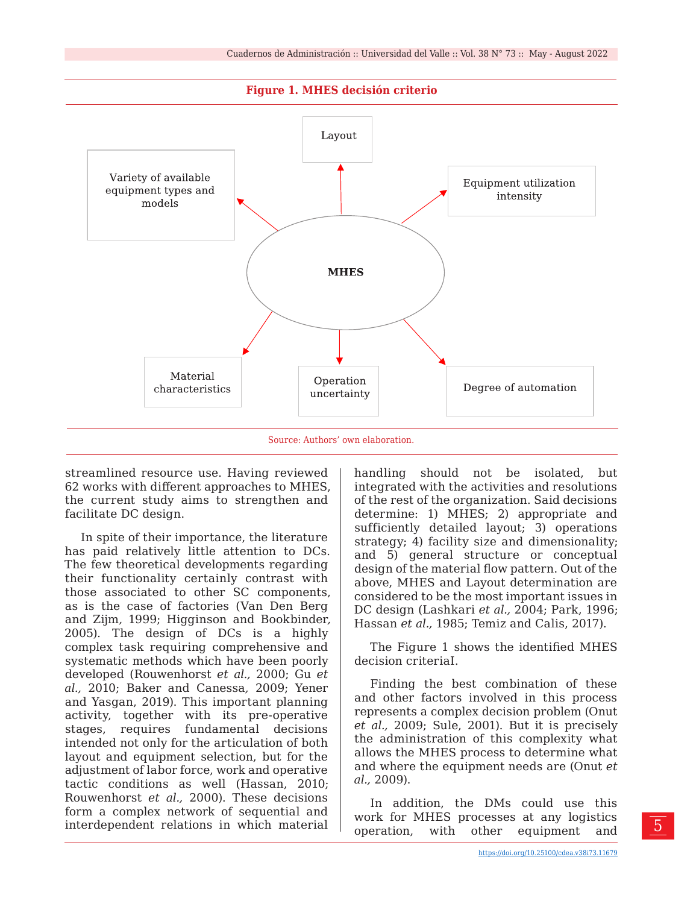**Figure 1. MHES decisión criterio**

Layout

Variety of available equipment types and models

Equipment utilization intensity

MHES

Material characteristics

Operation uncertainty

Degree of automation

Source: Authors' own elaboration.

streamlined resource use. Having reviewed 62 works with different approaches to MHES, the current study aims to strengthen and facilitate DC design.

In spite of their importance, the literature has paid relatively little attention to DCs. The few theoretical developments regarding their functionality certainly contrast with those associated to other SC components, as is the case of factories (Van Den Berg and Zijm, 1999; Higginson and Bookbinder, 2005). The design of DCs is a highly complex task requiring comprehensive and systematic methods which have been poorly developed (Rouwenhorst *et al.,* 2000; Gu *et al.,* 2010; Baker and Canessa, 2009; Yener and Yasgan, 2019). This important planning activity, together with its pre-operative stages, requires fundamental decisions intended not only for the articulation of both layout and equipment selection, but for the adjustment of labor force, work and operative tactic conditions as well (Hassan, 2010; Rouwenhorst *et al.,* 2000). These decisions form a complex network of sequential and interdependent relations in which material handling should not be isolated, but integrated with the activities and resolutions of the rest of the organization. Said decisions determine: 1) MHES; 2) appropriate and sufficiently detailed layout; 3) operations strategy; 4) facility size and dimensionality; and 5) general structure or conceptual design of the material flow pattern. Out of the above, MHES and Layout determination are considered to be the most important issues in DC design (Lashkari *et al.,* 2004; Park, 1996; Hassan *et al.,* 1985; Temiz and Calis, 2017).

The Figure 1 shows the identified MHES decision criteriaI.

Finding the best combination of these and other factors involved in this process represents a complex decision problem (Onut *et al.,* 2009; Sule, 2001). But it is precisely the administration of this complexity what allows the MHES process to determine what and where the equipment needs are (Onut *et al.,* 2009).

In addition, the DMs could use this work for MHES processes at any logistics operation, with other equipment and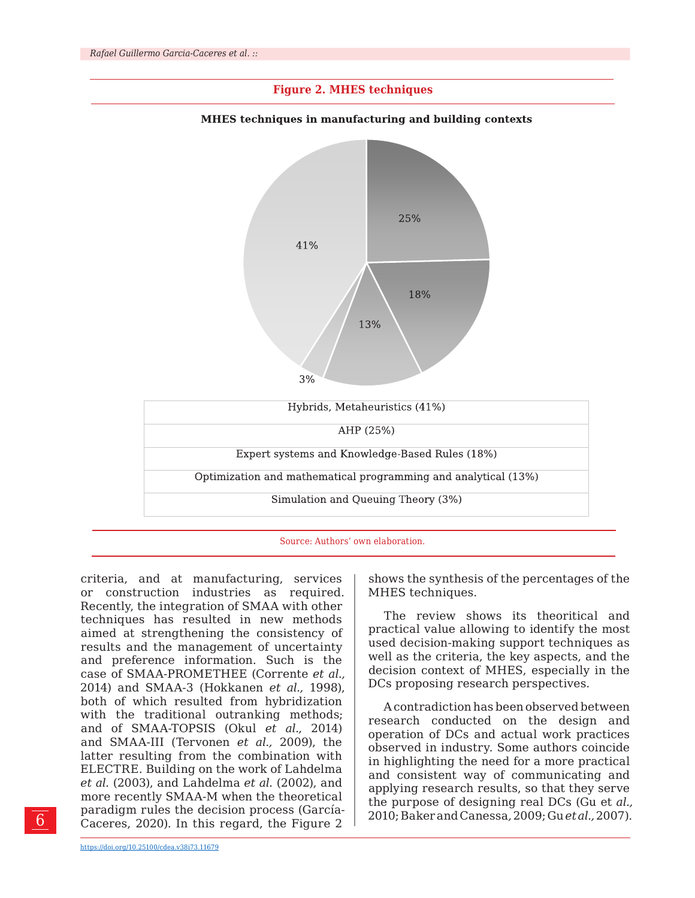**Figure 2. MHES techniques**

**MHES techniques in manufacturing and building contexts**

| Hybrids, Metaheuristics (41%) |
|---|
| AHP (25%) |
| Expert systems and Knowledge-Based Rules (18%) |
| Optimization and mathematical programming and analytical (13%) |
| Simulation and Queuing Theory (3%) |

Source: Authors' own elaboration.

criteria, and at manufacturing, services or construction industries as required. Recently, the integration of SMAA with other techniques has resulted in new methods aimed at strengthening the consistency of results and the management of uncertainty and preference information. Such is the case of SMAA-PROMETHEE (Corrente *et al.,* 2014) and SMAA-3 (Hokkanen *et al.,* 1998), both of which resulted from hybridization with the traditional outranking methods; and of SMAA-TOPSIS (Okul *et al.,* 2014) and SMAA-III (Tervonen *et al.,* 2009), the latter resulting from the combination with ELECTRE. Building on the work of Lahdelma *et al.* (2003), and Lahdelma *et al.* (2002), and more recently SMAA-M when the theoretical paradigm rules the decision process (García-Caceres, 2020). In this regard, the Figure 2 shows the synthesis of the percentages of the MHES techniques.

The review shows its theoritical and practical value allowing to identify the most used decision-making support techniques as well as the criteria, the key aspects, and the decision context of MHES, especially in the DCs proposing research perspectives.

A contradiction has been observed between research conducted on the design and operation of DCs and actual work practices observed in industry. Some authors coincide in highlighting the need for a more practical and consistent way of communicating and applying research results, so that they serve the purpose of designing real DCs (Gu et *al.,* 2010; Baker and Canessa, 2009; Gu *et al.,* 2007).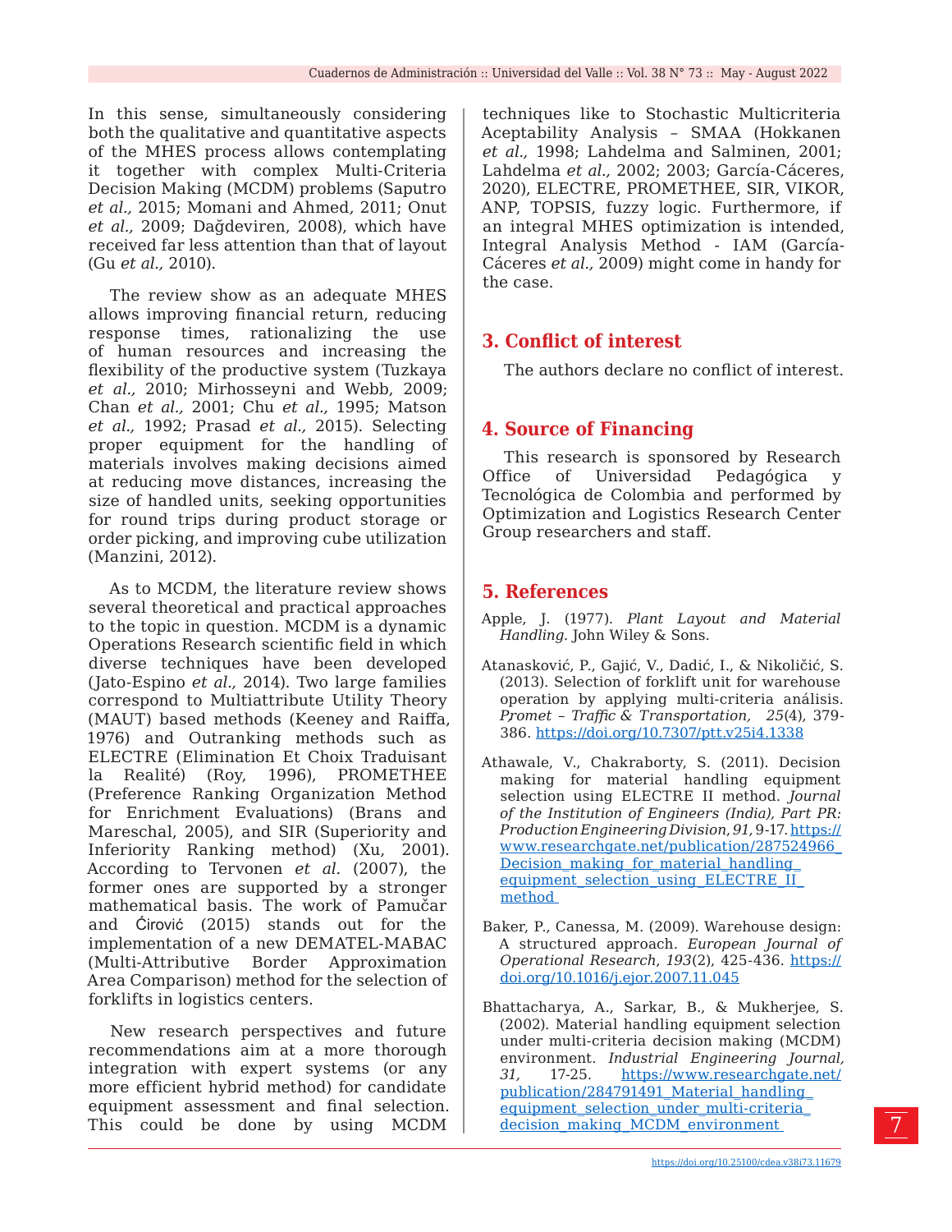In this sense, simultaneously considering both the qualitative and quantitative aspects of the MHES process allows contemplating it together with complex Multi-Criteria Decision Making (MCDM) problems (Saputro *et al.,* 2015; Momani and Ahmed, 2011; Onut *et al.,* 2009; Dağdeviren, 2008), which have received far less attention than that of layout (Gu *et al.,* 2010).

The review show as an adequate MHES allows improving financial return, reducing response times, rationalizing the use of human resources and increasing the flexibility of the productive system (Tuzkaya *et al.,* 2010; Mirhosseyni and Webb, 2009; Chan *et al.,* 2001; Chu *et al.,* 1995; Matson *et al.,* 1992; Prasad *et al.,* 2015). Selecting proper equipment for the handling of materials involves making decisions aimed at reducing move distances, increasing the size of handled units, seeking opportunities for round trips during product storage or order picking, and improving cube utilization (Manzini, 2012).

As to MCDM, the literature review shows several theoretical and practical approaches to the topic in question. MCDM is a dynamic Operations Research scientific field in which diverse techniques have been developed (Jato-Espino *et al.,* 2014). Two large families correspond to Multiattribute Utility Theory (MAUT) based methods (Keeney and Raiffa, 1976) and Outranking methods such as ELECTRE (Elimination Et Choix Traduisant la Realité) (Roy, 1996), PROMETHEE (Preference Ranking Organization Method for Enrichment Evaluations) (Brans and Mareschal, 2005), and SIR (Superiority and Inferiority Ranking method) (Xu, 2001). According to Tervonen *et al.* (2007), the former ones are supported by a stronger mathematical basis. The work of Pamučar and Ćirović (2015) stands out for the implementation of a new DEMATEL-MABAC (Multi-Attributive Border Approximation Area Comparison) method for the selection of forklifts in logistics centers.

New research perspectives and future recommendations aim at a more thorough integration with expert systems (or any more efficient hybrid method) for candidate equipment assessment and final selection. This could be done by using MCDM techniques like to Stochastic Multicriteria Aceptability Analysis – SMAA (Hokkanen *et al.,* 1998; Lahdelma and Salminen, 2001; Lahdelma *et al.,* 2002; 2003; García-Cáceres, 2020), ELECTRE, PROMETHEE, SIR, VIKOR, ANP, TOPSIS, fuzzy logic. Furthermore, if an integral MHES optimization is intended, Integral Analysis Method - IAM (García-Cáceres *et al.,* 2009) might come in handy for the case.

## 3. Conflict of interest

The authors declare no conflict of interest.

## 4. Source of Financing

This research is sponsored by Research Office of Universidad Pedagógica y Tecnológica de Colombia and performed by Optimization and Logistics Research Center Group researchers and staff.

## 5. References

Apple, J. (1977). *Plant Layout and Material Handling.* John Wiley & Sons.

Atanasković, P., Gajić, V., Dadić, I., & Nikoličić, S. (2013). Selection of forklift unit for warehouse operation by applying multi-criteria análisis. *Promet – Traffic & Transportation, 25*(4), 379-386. https://doi.org/10.7307/ptt.v25i4.1338

Athawale, V., Chakraborty, S. (2011). Decision making for material handling equipment selection using ELECTRE II method. *Journal of the Institution of Engineers (India), Part PR: Production Engineering Division, 91,* 9-17. https://www.researchgate.net/publication/287524966_Decision_making_for_material_handling_equipment_selection_using_ELECTRE_II_method

Baker, P., Canessa, M. (2009). Warehouse design: A structured approach. *European Journal of Operational Research*, *193*(2), 425-436. https://doi.org/10.1016/j.ejor.2007.11.045

Bhattacharya, A., Sarkar, B., & Mukherjee, S. (2002). Material handling equipment selection under multi-criteria decision making (MCDM) environment. *Industrial Engineering Journal, 31,* 17-25. https://www.researchgate.net/publication/284791491_Material_handling_equipment_selection_under_multi-criteria_decision_making_MCDM_environment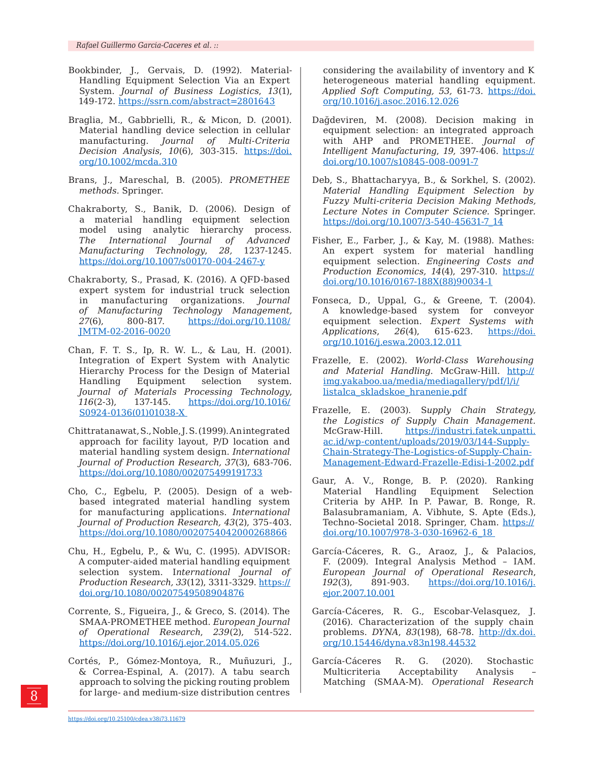Bookbinder, J., Gervais, D. (1992). Material-Handling Equipment Selection Via an Expert System. *Journal of Business Logistics*, *13*(1), 149-172. https://ssrn.com/abstract=2801643

Braglia, M., Gabbrielli, R., & Micon, D. (2001). Material handling device selection in cellular manufacturing. *Journal of Multi-Criteria Decision Analysis*, *10*(6), 303-315. https://doi.org/10.1002/mcda.310

Brans, J., Mareschal, B. (2005). *PROMETHEE methods.* Springer.

Chakraborty, S., Banik, D. (2006). Design of a material handling equipment selection model using analytic hierarchy process. *The International Journal of Advanced Manufacturing Technology, 28,* 1237-1245. https://doi.org/10.1007/s00170-004-2467-y

Chakraborty, S., Prasad, K. (2016). A QFD-based expert system for industrial truck selection in manufacturing organizations. *Journal of Manufacturing Technology Management, 27*(6), 800-817. https://doi.org/10.1108/JMTM-02-2016-0020

Chan, F. T. S., Ip, R. W. L., & Lau, H. (2001). Integration of Expert System with Analytic Hierarchy Process for the Design of Material Handling Equipment selection system. *Journal of Materials Processing Technology, 116*(2-3), 137-145. https://doi.org/10.1016/S0924-0136(01)01038-X

Chittratanawat, S., Noble, J. S. (1999). An integrated approach for facility layout, P/D location and material handling system design. *International Journal of Production Research, 37*(3), 683-706. https://doi.org/10.1080/002075499191733

Cho, C., Egbelu, P. (2005). Design of a web-based integrated material handling system for manufacturing applications. *International Journal of Production Research, 43*(2), 375-403. https://doi.org/10.1080/0020754042000268866

Chu, H., Egbelu, P., & Wu, C. (1995). ADVISOR: A computer-aided material handling equipment selection system. I*nternational Journal of Production Research, 33*(12), 3311-3329. https://doi.org/10.1080/00207549508904876

Corrente, S., Figueira, J., & Greco, S. (2014). The SMAA-PROMETHEE method. *European Journal of Operational Research, 239*(2), 514-522. https://doi.org/10.1016/j.ejor.2014.05.026

Cortés, P., Gómez-Montoya, R., Muñuzuri, J., & Correa-Espinal, A. (2017). A tabu search approach to solving the picking routing problem for large- and medium-size distribution centres considering the availability of inventory and K heterogeneous material handling equipment. *Applied Soft Computing, 53,* 61-73. https://doi.org/10.1016/j.asoc.2016.12.026

Dağdeviren, M. (2008). Decision making in equipment selection: an integrated approach with AHP and PROMETHEE. *Journal of Intelligent Manufacturing, 19,* 397-406. https://doi.org/10.1007/s10845-008-0091-7

Deb, S., Bhattacharyya, B., & Sorkhel, S. (2002). *Material Handling Equipment Selection by Fuzzy Multi-criteria Decision Making Methods, Lecture Notes in Computer Science.* Springer. https://doi.org/10.1007/3-540-45631-7_14

Fisher, E., Farber, J., & Kay, M. (1988). Mathes: An expert system for material handling equipment selection. *Engineering Costs and Production Economics, 14*(4), 297-310. https://doi.org/10.1016/0167-188X(88)90034-1

Fonseca, D., Uppal, G., & Greene, T. (2004). A knowledge-based system for conveyor equipment selection. *Expert Systems with Applications, 26*(4), 615-623. https://doi.org/10.1016/j.eswa.2003.12.011

Frazelle, E. (2002). *World-Class Warehousing and Material Handling.* McGraw-Hill. http://img.yakaboo.ua/media/mediagallery/pdf/l/i/listalca_skladskoe_hranenie.pdf

Frazelle, E. (2003). S*upply Chain Strategy, the Logistics of Supply Chain Management.* McGraw-Hill. https://industri.fatek.unpatti.ac.id/wp-content/uploads/2019/03/144-Supply-Chain-Strategy-The-Logistics-of-Supply-Chain-Management-Edward-Frazelle-Edisi-1-2002.pdf

Gaur, A. V., Ronge, B. P. (2020). Ranking Material Handling Equipment Selection Criteria by AHP. In P. Pawar, B. Ronge, R. Balasubramaniam, A. Vibhute, S. Apte (Eds.), Techno-Societal 2018. Springer, Cham. https://doi.org/10.1007/978-3-030-16962-6_18

García-Cáceres, R. G., Araoz, J., & Palacios, F. (2009). Integral Analysis Method – IAM. *European Journal of Operational Research, 192*(3), 891-903. https://doi.org/10.1016/j.ejor.2007.10.001

García-Cáceres, R. G., Escobar-Velasquez, J. (2016). Characterization of the supply chain problems. *DYNA*, *83*(198), 68-78. http://dx.doi.org/10.15446/dyna.v83n198.44532

García-Cáceres R. G. (2020). Stochastic Multicriteria Acceptability Analysis – Matching (SMAA-M). *Operational Research*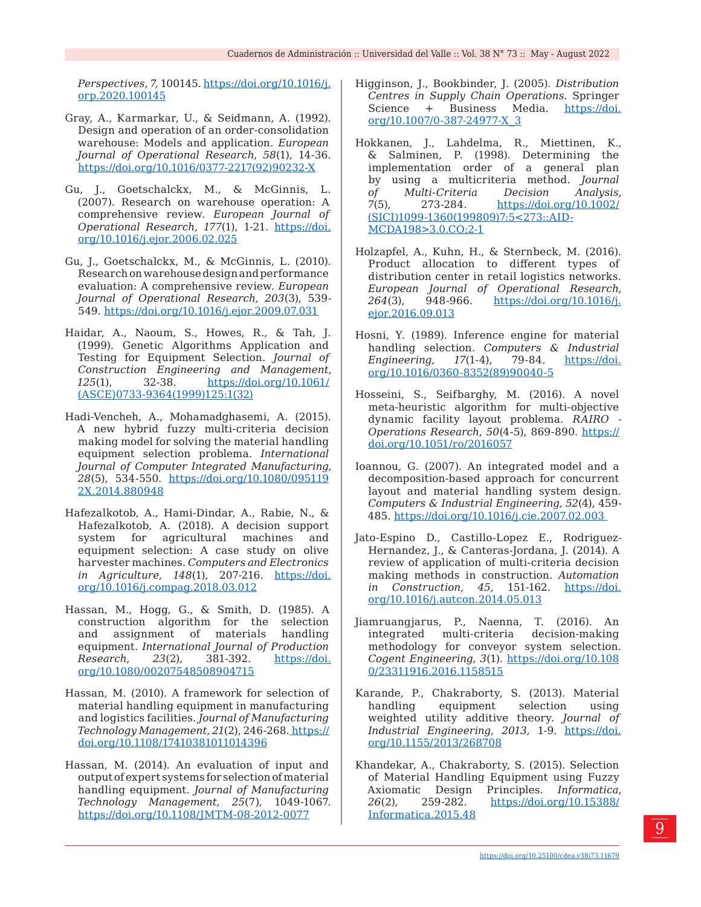*Perspectives*, *7,* 100145. https://doi.org/10.1016/j.orp.2020.100145

Gray, A., Karmarkar, U., & Seidmann, A. (1992). Design and operation of an order-consolidation warehouse: Models and application. *European Journal of Operational Research*, *58*(1), 14-36. https://doi.org/10.1016/0377-2217(92)90232-X

Gu, J., Goetschalckx, M., & McGinnis, L. (2007). Research on warehouse operation: A comprehensive review. *European Journal of Operational Research*, *177*(1), 1-21. https://doi.org/10.1016/j.ejor.2006.02.025

Gu, J., Goetschalckx, M., & McGinnis, L. (2010). Research on warehouse design and performance evaluation: A comprehensive review. *European Journal of Operational Research, 203*(3), 539-549. https://doi.org/10.1016/j.ejor.2009.07.031

Haidar, A., Naoum, S., Howes, R., & Tah, J. (1999). Genetic Algorithms Application and Testing for Equipment Selection. *Journal of Construction Engineering and Management, 125*(1), 32-38. https://doi.org/10.1061/(ASCE)0733-9364(1999)125:1(32)

Hadi-Vencheh, A., Mohamadghasemi, A. (2015). A new hybrid fuzzy multi-criteria decision making model for solving the material handling equipment selection problema. *International Journal of Computer Integrated Manufacturing, 28*(5), 534-550. https://doi.org/10.1080/0951192X.2014.880948

Hafezalkotob, A., Hami-Dindar, A., Rabie, N., & Hafezalkotob, A. (2018). A decision support system for agricultural machines and equipment selection: A case study on olive harvester machines. *Computers and Electronics in Agriculture*, *148*(1), 207-216. https://doi.org/10.1016/j.compag.2018.03.012

Hassan, M., Hogg, G., & Smith, D. (1985). A construction algorithm for the selection and assignment of materials handling equipment. *International Journal of Production Research, 23*(2), 381-392. https://doi.org/10.1080/00207548508904715

Hassan, M. (2010). A framework for selection of material handling equipment in manufacturing and logistics facilities. *Journal of Manufacturing Technology Management, 21*(2), 246-268. https://doi.org/10.1108/17410381011014396

Hassan, M. (2014). An evaluation of input and output of expert systems for selection of material handling equipment. *Journal of Manufacturing Technology Management, 25*(7), 1049-1067. https://doi.org/10.1108/JMTM-08-2012-0077

Higginson, J., Bookbinder, J. (2005). *Distribution Centres in Supply Chain Operations.* Springer Science + Business Media. https://doi.org/10.1007/0-387-24977-X_3

Hokkanen, J., Lahdelma, R., Miettinen, K., & Salminen, P. (1998). Determining the implementation order of a general plan by using a multicriteria method. *Journal of Multi-Criteria Decision Analysis, 7*(5), 273-284. https://doi.org/10.1002/(SICI)1099-1360(199809)7:5<273::AID-MCDA198>3.0.CO;2-1

Holzapfel, A., Kuhn, H., & Sternbeck, M. (2016). Product allocation to different types of distribution center in retail logistics networks. *European Journal of Operational Research*, *264*(3), 948-966. https://doi.org/10.1016/j.ejor.2016.09.013

Hosni, Y. (1989). Inference engine for material handling selection. *Computers & Industrial Engineering, 17*(1-4), 79-84. https://doi.org/10.1016/0360-8352(89)90040-5

Hosseini, S., Seifbarghy, M. (2016). A novel meta-heuristic algorithm for multi-objective dynamic facility layout problema. *RAIRO - Operations Research*, *50*(4-5), 869-890. https://doi.org/10.1051/ro/2016057

Ioannou, G. (2007). An integrated model and a decomposition-based approach for concurrent layout and material handling system design. *Computers & Industrial Engineering, 52*(4), 459-485. https://doi.org/10.1016/j.cie.2007.02.003

Jato-Espino D., Castillo-Lopez E., Rodriguez-Hernandez, J., & Canteras-Jordana, J. (2014). A review of application of multi-criteria decision making methods in construction. *Automation in Construction*, *45,* 151-162. https://doi.org/10.1016/j.autcon.2014.05.013

Jiamruangjarus, P., Naenna, T. (2016). An integrated multi-criteria decision-making methodology for conveyor system selection. *Cogent Engineering, 3*(1). https://doi.org/10.1080/23311916.2016.1158515

Karande, P., Chakraborty, S. (2013). Material handling equipment selection using weighted utility additive theory. *Journal of Industrial Engineering*, *2013,* 1-9. https://doi.org/10.1155/2013/268708

Khandekar, A., Chakraborty, S. (2015). Selection of Material Handling Equipment using Fuzzy Axiomatic Design Principles. *Informatica*, *26*(2), 259-282. https://doi.org/10.15388/Informatica.2015.48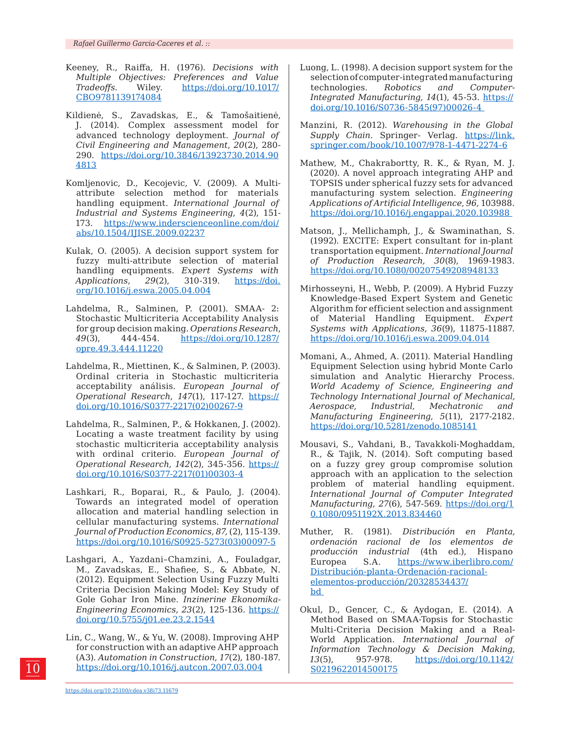Keeney, R., Raiffa, H. (1976). *Decisions with Multiple Objectives: Preferences and Value Tradeoffs*. Wiley. https://doi.org/10.1017/CBO9781139174084

Kildienė, S., Zavadskas, E., & Tamošaitienė, J. (2014). Complex assessment model for advanced technology deployment. *Journal of Civil Engineering and Management*, *20*(2), 280-290. https://doi.org/10.3846/13923730.2014.904813

Komljenovic, D., Kecojevic, V. (2009). A Multi-attribute selection method for materials handling equipment. *International Journal of Industrial and Systems Engineering*, *4*(2), 151-173. https://www.inderscienceonline.com/doi/abs/10.1504/IJISE.2009.02237

Kulak, O. (2005). A decision support system for fuzzy multi-attribute selection of material handling equipments. *Expert Systems with Applications*, *29*(2), 310-319. https://doi.org/10.1016/j.eswa.2005.04.004

Lahdelma, R., Salminen, P. (2001). SMAA- 2: Stochastic Multicriteria Acceptability Analysis for group decision making. *Operations Research*, *49*(3), 444-454. https://doi.org/10.1287/opre.49.3.444.11220

Lahdelma, R., Miettinen, K., & Salminen, P. (2003). Ordinal criteria in Stochastic multicriteria acceptability análisis. *European Journal of Operational Research*, *147*(1), 117-127. https://doi.org/10.1016/S0377-2217(02)00267-9

Lahdelma, R., Salminen, P., & Hokkanen, J. (2002). Locating a waste treatment facility by using stochastic multicriteria acceptability analysis with ordinal criterio. *European Journal of Operational Research*, *142*(2), 345-356. https://doi.org/10.1016/S0377-2217(01)00303-4

Lashkari, R., Boparai, R., & Paulo, J. (2004). Towards an integrated model of operation allocation and material handling selection in cellular manufacturing systems. *International Journal of Production Economics*, *87*, (2), 115-139. https://doi.org/10.1016/S0925-5273(03)00097-5

Lashgari, A., Yazdani–Chamzini, A., Fouladgar, M., Zavadskas, E., Shafiee, S., & Abbate, N. (2012). Equipment Selection Using Fuzzy Multi Criteria Decision Making Model: Key Study of Gole Gohar Iron Mine. *Inzinerine Ekonomika-Engineering Economics*, *23*(2), 125-136. https://doi.org/10.5755/j01.ee.23.2.1544

Lin, C., Wang, W., & Yu, W. (2008). Improving AHP for construction with an adaptive AHP approach (A3). *Automation in Construction*, *17*(2), 180-187. https://doi.org/10.1016/j.autcon.2007.03.004

Luong, L. (1998). A decision support system for the selection of computer-integrated manufacturing technologies. *Robotics and Computer-Integrated Manufacturing, 14*(1), 45-53. https://doi.org/10.1016/S0736-5845(97)00026-4

Manzini, R. (2012). *Warehousing in the Global Supply Chain*. Springer- Verlag. https://link.springer.com/book/10.1007/978-1-4471-2274-6

Mathew, M., Chakrabortty, R. K., & Ryan, M. J. (2020). A novel approach integrating AHP and TOPSIS under spherical fuzzy sets for advanced manufacturing system selection. *Engineering Applications of Artificial Intelligence*, *96*, 103988. https://doi.org/10.1016/j.engappai.2020.103988

Matson, J., Mellichamph, J., & Swaminathan, S. (1992). EXCITE: Expert consultant for in-plant transportation equipment. *International Journal of Production Research, 30*(8), 1969-1983. https://doi.org/10.1080/00207549208948133

Mirhosseyni, H., Webb, P. (2009). A Hybrid Fuzzy Knowledge-Based Expert System and Genetic Algorithm for efficient selection and assignment of Material Handling Equipment. *Expert Systems with Applications*, *36*(9), 11875-11887. https://doi.org/10.1016/j.eswa.2009.04.014

Momani, A., Ahmed, A. (2011). Material Handling Equipment Selection using hybrid Monte Carlo simulation and Analytic Hierarchy Process. *World Academy of Science, Engineering and Technology International Journal of Mechanical, Aerospace, Industrial, Mechatronic and Manufacturing Engineering, 5*(11), 2177-2182. https://doi.org/10.5281/zenodo.1085141

Mousavi, S., Vahdani, B., Tavakkoli-Moghaddam, R., & Tajik, N. (2014). Soft computing based on a fuzzy grey group compromise solution approach with an application to the selection problem of material handling equipment. *International Journal of Computer Integrated Manufacturing*, *27*(6), 547-569. https://doi.org/10.1080/0951192X.2013.834460

Muther, R. (1981). *Distribución en Planta, ordenación racional de los elementos de producción industrial* (4th ed.), Hispano Europea S.A. https://www.iberlibro.com/Distribución-planta-Ordenación-racional-elementos-producción/20328534437/bd

Okul, D., Gencer, C., & Aydogan, E. (2014). A Method Based on SMAA-Topsis for Stochastic Multi-Criteria Decision Making and a Real-World Application. *International Journal of Information Technology & Decision Making*, *13*(5), 957-978. https://doi.org/10.1142/S0219622014500175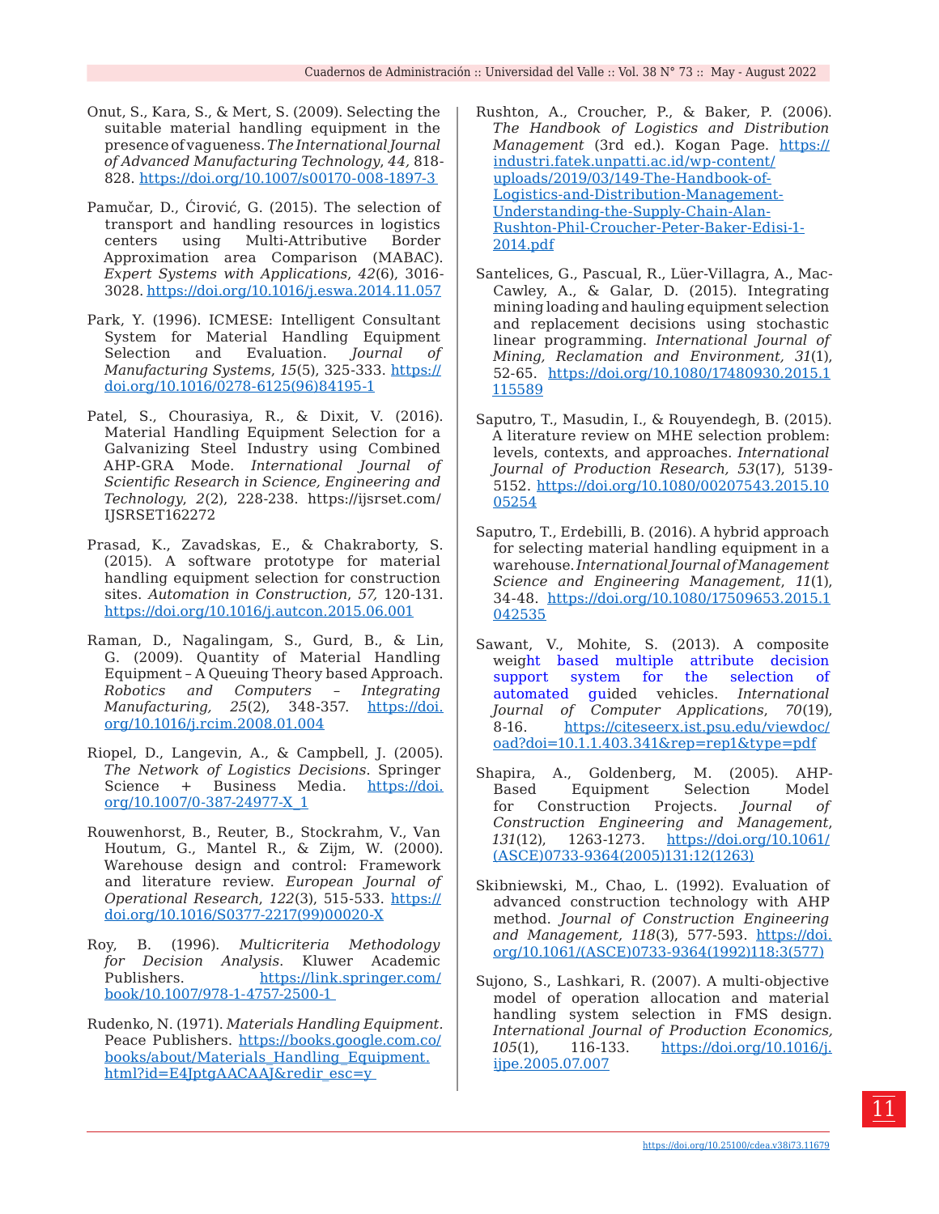Onut, S., Kara, S., & Mert, S. (2009). Selecting the suitable material handling equipment in the presence of vagueness. *The International Journal of Advanced Manufacturing Technology*, *44*, 818-828. https://doi.org/10.1007/s00170-008-1897-3

Pamučar, D., Ćirović, G. (2015). The selection of transport and handling resources in logistics centers using Multi-Attributive Border Approximation area Comparison (MABAC). *Expert Systems with Applications*, *42*(6), 3016-3028. https://doi.org/10.1016/j.eswa.2014.11.057

Park, Y. (1996). ICMESE: Intelligent Consultant System for Material Handling Equipment Selection and Evaluation. *Journal of Manufacturing Systems*, *15*(5), 325-333. https://doi.org/10.1016/0278-6125(96)84195-1

Patel, S., Chourasiya, R., & Dixit, V. (2016). Material Handling Equipment Selection for a Galvanizing Steel Industry using Combined AHP-GRA Mode. *International Journal of Scientific Research in Science, Engineering and Technology*, *2*(2), 228-238. https://ijsrset.com/IJSRSET162272

Prasad, K., Zavadskas, E., & Chakraborty, S. (2015). A software prototype for material handling equipment selection for construction sites. *Automation in Construction*, *57,* 120-131. https://doi.org/10.1016/j.autcon.2015.06.001

Raman, D., Nagalingam, S., Gurd, B., & Lin, G. (2009). Quantity of Material Handling Equipment – A Queuing Theory based Approach. *Robotics and Computers – Integrating Manufacturing*, *25*(2), 348-357. https://doi.org/10.1016/j.rcim.2008.01.004

Riopel, D., Langevin, A., & Campbell, J. (2005). *The Network of Logistics Decisions*. Springer Science + Business Media. https://doi.org/10.1007/0-387-24977-X_1

Rouwenhorst, B., Reuter, B., Stockrahm, V., Van Houtum, G., Mantel R., & Zijm, W. (2000). Warehouse design and control: Framework and literature review. *European Journal of Operational Research*, *122*(3), 515-533. https://doi.org/10.1016/S0377-2217(99)00020-X

Roy, B. (1996). *Multicriteria Methodology for Decision Analysis*. Kluwer Academic Publishers. https://link.springer.com/book/10.1007/978-1-4757-2500-1

Rudenko, N. (1971). *Materials Handling Equipment*. Peace Publishers. https://books.google.com.co/books/about/Materials_Handling_Equipment.html?id=E4JptgAACAAJ&redir_esc=y

Rushton, A., Croucher, P., & Baker, P. (2006). *The Handbook of Logistics and Distribution Management* (3rd ed.). Kogan Page. https://industri.fatek.unpatti.ac.id/wp-content/uploads/2019/03/149-The-Handbook-of-Logistics-and-Distribution-Management-Understanding-the-Supply-Chain-Alan-Rushton-Phil-Croucher-Peter-Baker-Edisi-1-2014.pdf

Santelices, G., Pascual, R., Lüer-Villagra, A., Mac-Cawley, A., & Galar, D. (2015). Integrating mining loading and hauling equipment selection and replacement decisions using stochastic linear programming. *International Journal of Mining, Reclamation and Environment*, *31*(1), 52-65. https://doi.org/10.1080/17480930.2015.1115589

Saputro, T., Masudin, I., & Rouyendegh, B. (2015). A literature review on MHE selection problem: levels, contexts, and approaches. *International Journal of Production Research*, *53*(17), 5139-5152. https://doi.org/10.1080/00207543.2015.1005254

Saputro, T., Erdebilli, B. (2016). A hybrid approach for selecting material handling equipment in a warehouse. *International Journal of Management Science and Engineering Management*, *11*(1), 34-48. https://doi.org/10.1080/17509653.2015.1042535

Sawant, V., Mohite, S. (2013). A composite weight based multiple attribute decision support system for the selection of automated guided vehicles. *International Journal of Computer Applications*, *70*(19), 8-16. https://citeseerx.ist.psu.edu/viewdoc/oad?doi=10.1.1.403.341&rep=rep1&type=pdf

Shapira, A., Goldenberg, M. (2005). AHP-Based Equipment Selection Model for Construction Projects. *Journal of Construction Engineering and Management*, *131*(12), 1263-1273. https://doi.org/10.1061/(ASCE)0733-9364(2005)131:12(1263)

Skibniewski, M., Chao, L. (1992). Evaluation of advanced construction technology with AHP method. *Journal of Construction Engineering and Management*, *118*(3), 577-593. https://doi.org/10.1061/(ASCE)0733-9364(1992)118:3(577)

Sujono, S., Lashkari, R. (2007). A multi-objective model of operation allocation and material handling system selection in FMS design. *International Journal of Production Economics*, *105*(1), 116-133. https://doi.org/10.1016/j.ijpe.2005.07.007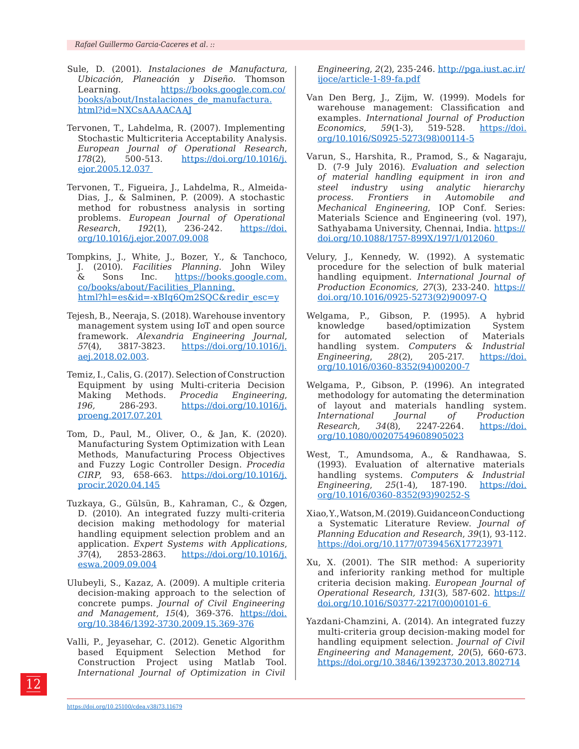Sule, D. (2001). *Instalaciones de Manufactura, Ubicación, Planeación y Diseño.* Thomson Learning. https://books.google.com.co/books/about/Instalaciones_de_manufactura.html?id=NXCsAAAACAAJ

Tervonen, T., Lahdelma, R. (2007). Implementing Stochastic Multicriteria Acceptability Analysis. *European Journal of Operational Research*, *178*(2), 500-513. https://doi.org/10.1016/j.ejor.2005.12.037

Tervonen, T., Figueira, J., Lahdelma, R., Almeida-Dias, J., & Salminen, P. (2009). A stochastic method for robustness analysis in sorting problems. *European Journal of Operational Research*, *192*(1), 236-242. https://doi.org/10.1016/j.ejor.2007.09.008

Tompkins, J., White, J., Bozer, Y., & Tanchoco, J. (2010). *Facilities Planning*. John Wiley & Sons Inc. https://books.google.com.co/books/about/Facilities_Planning.html?hl=es&id=-xBIq6Qm2SQC&redir_esc=y

Tejesh, B., Neeraja, S. (2018). Warehouse inventory management system using IoT and open source framework. *Alexandria Engineering Journal*, *57*(4), 3817-3823. https://doi.org/10.1016/j.aej.2018.02.003.

Temiz, I., Calis, G. (2017). Selection of Construction Equipment by using Multi-criteria Decision Making Methods. *Procedia Engineering*, *196,* 286-293. https://doi.org/10.1016/j.proeng.2017.07.201

Tom, D., Paul, M., Oliver, O., & Jan, K. (2020). Manufacturing System Optimization with Lean Methods, Manufacturing Process Objectives and Fuzzy Logic Controller Design. *Procedia CIRP*, 93, 658-663. https://doi.org/10.1016/j.procir.2020.04.145

Tuzkaya, G., Gülsün, B., Kahraman, C., & Özgen, D. (2010). An integrated fuzzy multi-criteria decision making methodology for material handling equipment selection problem and an application. *Expert Systems with Applications*, *37*(4), 2853-2863. https://doi.org/10.1016/j.eswa.2009.09.004

Ulubeyli, S., Kazaz, A. (2009). A multiple criteria decision-making approach to the selection of concrete pumps. *Journal of Civil Engineering and Management*, *15*(4), 369-376. https://doi.org/10.3846/1392-3730.2009.15.369-376

Valli, P., Jeyasehar, C. (2012). Genetic Algorithm based Equipment Selection Method for Construction Project using Matlab Tool. *International Journal of Optimization in Civil Engineering, 2*(2), 235-246. http://pga.iust.ac.ir/ijoce/article-1-89-fa.pdf

Van Den Berg, J., Zijm, W. (1999). Models for warehouse management: Classification and examples. *International Journal of Production Economics, 59*(1-3), 519-528. https://doi.org/10.1016/S0925-5273(98)00114-5

Varun, S., Harshita, R., Pramod, S., & Nagaraju, D. (7-9 July 2016). *Evaluation and selection of material handling equipment in iron and steel industry using analytic hierarchy process. Frontiers in Automobile and Mechanical Engineering*, IOP Conf. Series: Materials Science and Engineering (vol. 197), Sathyabama University, Chennai, India. https://doi.org/10.1088/1757-899X/197/1/012060

Velury, J., Kennedy, W. (1992). A systematic procedure for the selection of bulk material handling equipment. *International Journal of Production Economics, 27*(3), 233-240. https://doi.org/10.1016/0925-5273(92)90097-Q

Welgama, P., Gibson, P. (1995). A hybrid knowledge based/optimization System for automated selection of Materials handling system. *Computers & Industrial Engineering*, *28*(2), 205-217. https://doi.org/10.1016/0360-8352(94)00200-7

Welgama, P., Gibson, P. (1996). An integrated methodology for automating the determination of layout and materials handling system. *International Journal of Production Research, 34*(8), 2247-2264. https://doi.org/10.1080/00207549608905023

West, T., Amundsoma, A., & Randhawaa, S. (1993). Evaluation of alternative materials handling systems. *Computers & Industrial Engineering*, *25*(1-4), 187-190. https://doi.org/10.1016/0360-8352(93)90252-S

Xiao, Y., Watson, M. (2019). Guidance on Conductiong a Systematic Literature Review. *Journal of Planning Education and Research, 39*(1), 93-112. https://doi.org/10.1177/0739456X17723971

Xu, X. (2001). The SIR method: A superiority and inferiority ranking method for multiple criteria decision making. *European Journal of Operational Research, 131*(3), 587-602. https://doi.org/10.1016/S0377-2217(00)00101-6

Yazdani-Chamzini, A. (2014). An integrated fuzzy multi-criteria group decision-making model for handling equipment selection. *Journal of Civil Engineering and Management, 20*(5), 660-673. https://doi.org/10.3846/13923730.2013.802714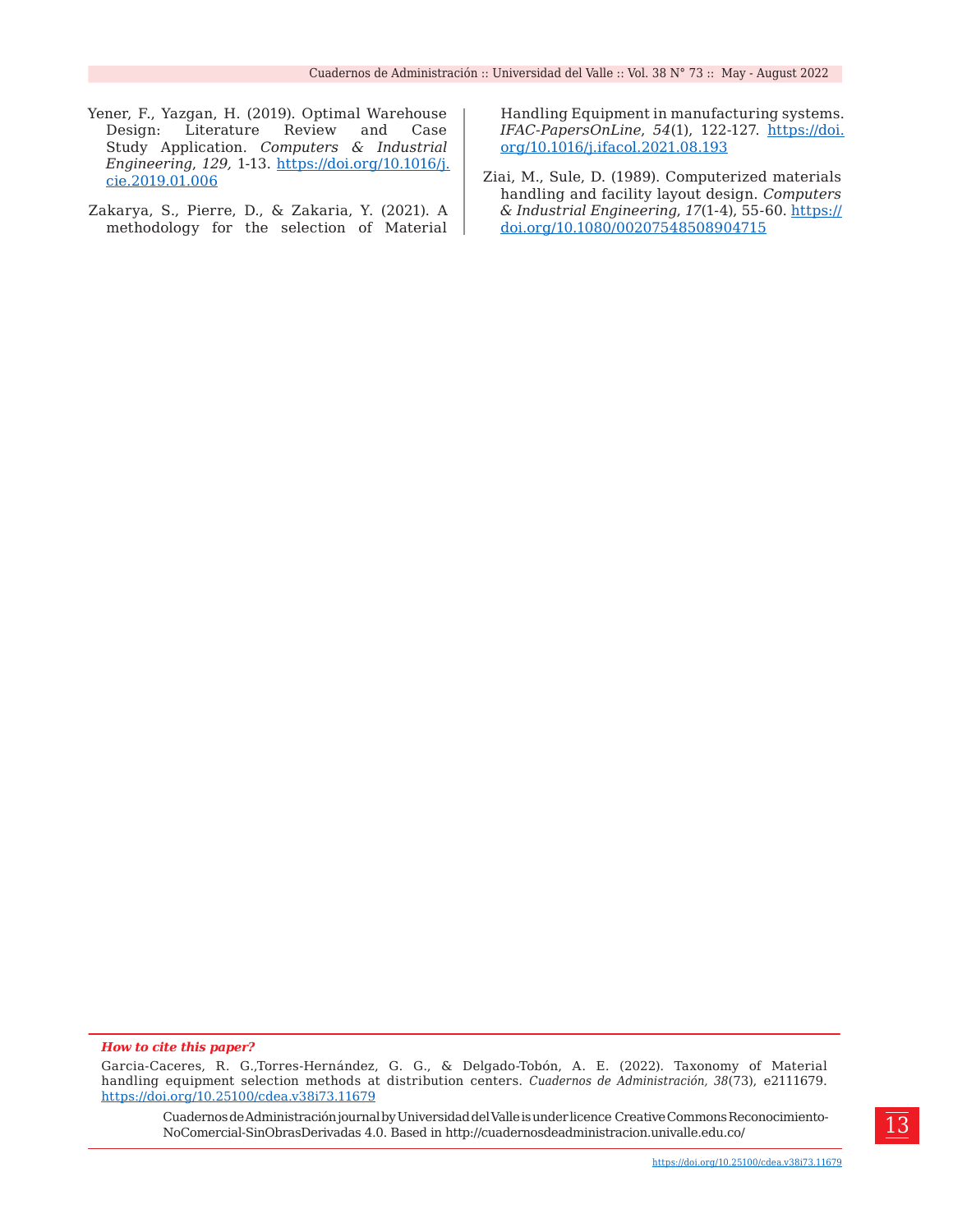Yener, F., Yazgan, H. (2019). Optimal Warehouse Design: Literature Review and Case Study Application. *Computers & Industrial Engineering*, *129,* 1-13. https://doi.org/10.1016/j.cie.2019.01.006

Zakarya, S., Pierre, D., & Zakaria, Y. (2021). A methodology for the selection of Material Handling Equipment in manufacturing systems. *IFAC-PapersOnLine*, *54*(1), 122-127. https://doi.org/10.1016/j.ifacol.2021.08.193

Ziai, M., Sule, D. (1989). Computerized materials handling and facility layout design. *Computers & Industrial Engineering*, *17*(1-4), 55-60. https://doi.org/10.1080/00207548508904715

***How to cite this paper?***

Garcia-Caceres, R. G.,Torres-Hernández, G. G., & Delgado-Tobón, A. E. (2022). Taxonomy of Material handling equipment selection methods at distribution centers. *Cuadernos de Administración, 38*(73), e2111679. https://doi.org/10.25100/cdea.v38i73.11679

Cuadernos de Administración journal by Universidad del Valle is under licence Creative Commons Reconocimiento-NoComercial-SinObrasDerivadas 4.0. Based in http://cuadernosdeadministracion.univalle.edu.co/